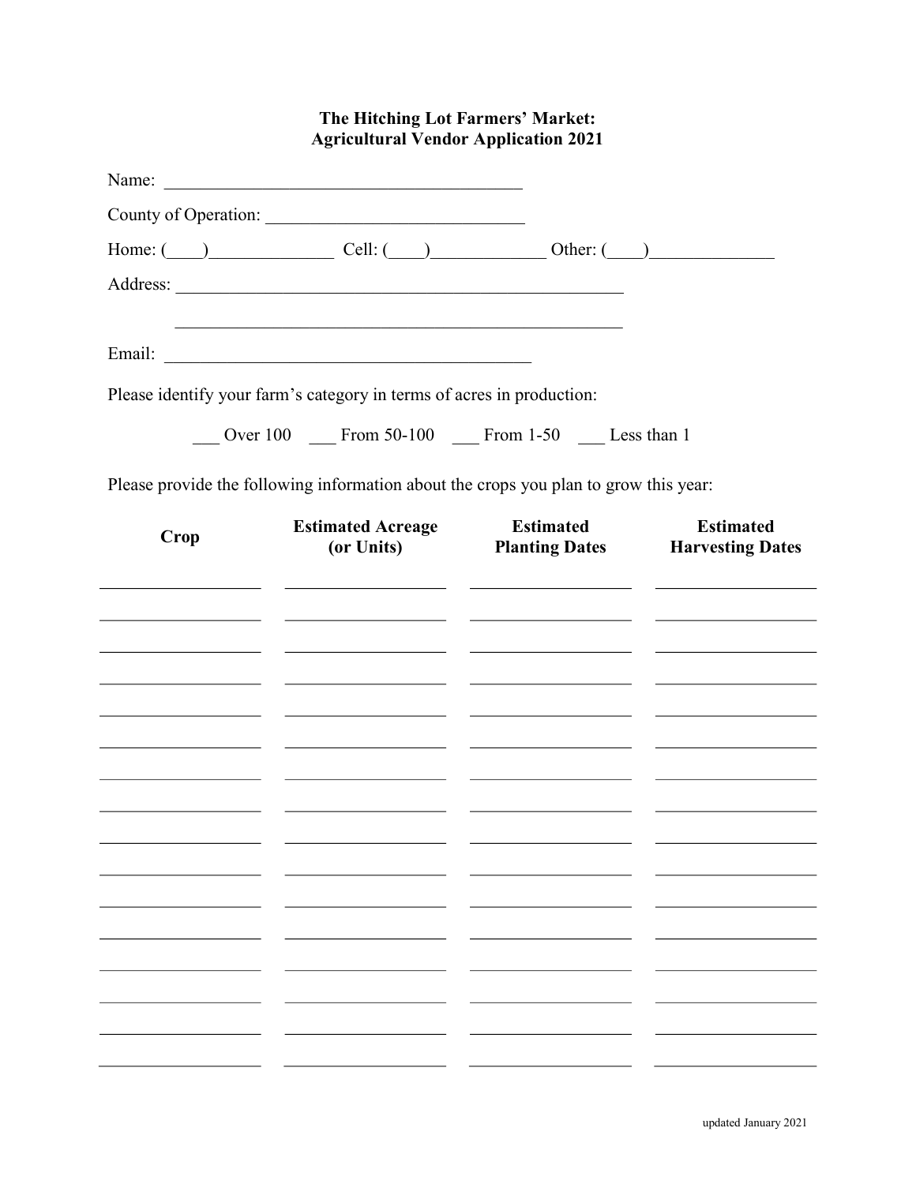# The Hitching Lot Farmers' Market:
# Agricultural Vendor Application 2021

Name: ________________________________________

County of Operation: _____________________________

Home: (____)______________ Cell: (____)_____________ Other: (____)______________

Address: ___________________________________________________

___________________________________________________

Email: __________________________________________

Please identify your farm's category in terms of acres in production:

___ Over 100 ___ From 50-100 ___ From 1-50 ___ Less than 1

Please provide the following information about the crops you plan to grow this year:

| Crop | Estimated Acreage (or Units) | Estimated Planting Dates | Estimated Harvesting Dates |
|---|---|---|---|
| | | | |
| | | | |
| | | | |
| | | | |
| | | | |
| | | | |
| | | | |
| | | | |
| | | | |
| | | | |
| | | | |
| | | | |
| | | | |
| | | | |
| | | | |
| | | | |

updated January 2021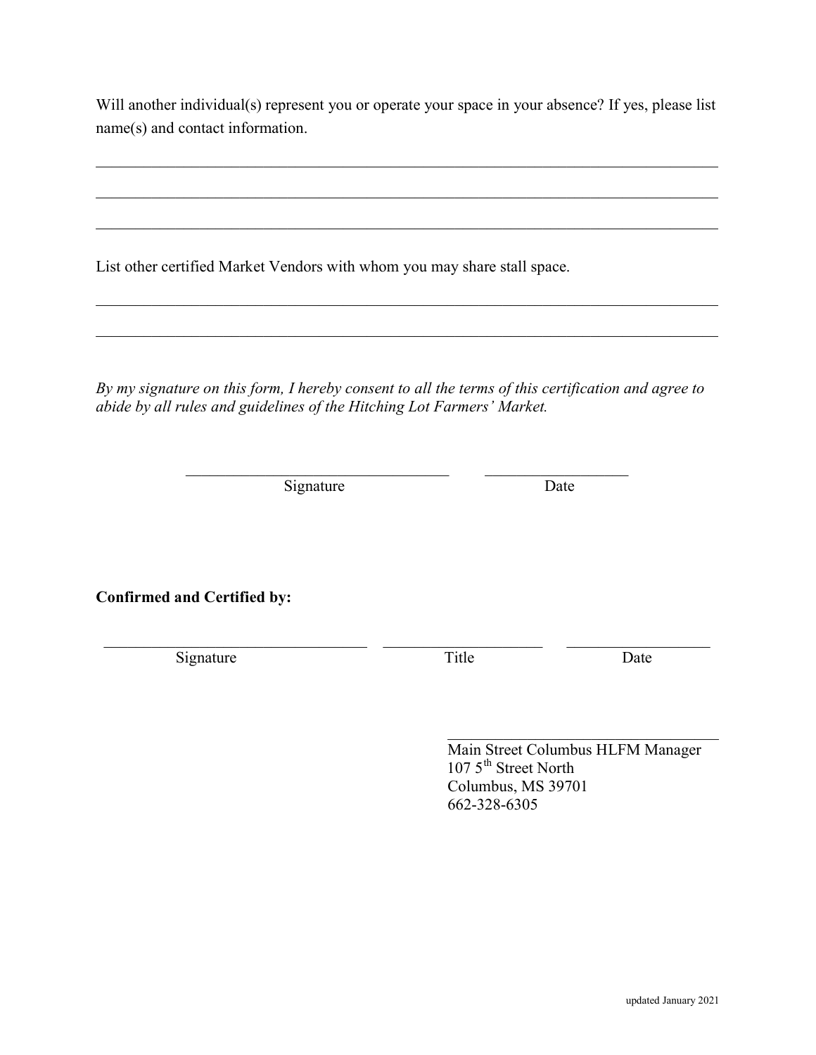Will another individual(s) represent you or operate your space in your absence? If yes, please list name(s) and contact information.

\_\_\_\_\_\_\_\_\_\_\_\_\_\_\_\_\_\_\_\_\_\_\_\_\_\_\_\_\_\_\_\_\_\_\_\_\_\_\_\_\_\_\_\_\_\_\_\_\_\_\_\_\_\_\_\_\_\_\_\_\_\_\_\_\_\_\_\_\_\_\_\_\_\_\_\_

\_\_\_\_\_\_\_\_\_\_\_\_\_\_\_\_\_\_\_\_\_\_\_\_\_\_\_\_\_\_\_\_\_\_\_\_\_\_\_\_\_\_\_\_\_\_\_\_\_\_\_\_\_\_\_\_\_\_\_\_\_\_\_\_\_\_\_\_\_\_\_\_\_\_\_\_

\_\_\_\_\_\_\_\_\_\_\_\_\_\_\_\_\_\_\_\_\_\_\_\_\_\_\_\_\_\_\_\_\_\_\_\_\_\_\_\_\_\_\_\_\_\_\_\_\_\_\_\_\_\_\_\_\_\_\_\_\_\_\_\_\_\_\_\_\_\_\_\_\_\_\_\_

List other certified Market Vendors with whom you may share stall space.

\_\_\_\_\_\_\_\_\_\_\_\_\_\_\_\_\_\_\_\_\_\_\_\_\_\_\_\_\_\_\_\_\_\_\_\_\_\_\_\_\_\_\_\_\_\_\_\_\_\_\_\_\_\_\_\_\_\_\_\_\_\_\_\_\_\_\_\_\_\_\_\_\_\_\_\_

\_\_\_\_\_\_\_\_\_\_\_\_\_\_\_\_\_\_\_\_\_\_\_\_\_\_\_\_\_\_\_\_\_\_\_\_\_\_\_\_\_\_\_\_\_\_\_\_\_\_\_\_\_\_\_\_\_\_\_\_\_\_\_\_\_\_\_\_\_\_\_\_\_\_\_\_

*By my signature on this form, I hereby consent to all the terms of this certification and agree to abide by all rules and guidelines of the Hitching Lot Farmers' Market.*

\_\_\_\_\_\_\_\_\_\_\_\_\_\_\_\_\_\_\_\_\_\_\_\_\_\_\_\_\_\_\_\_\_\_ &nbsp;&nbsp;&nbsp; \_\_\_\_\_\_\_\_\_\_\_\_\_\_\_\_\_\_

Signature &nbsp;&nbsp;&nbsp; Date

**Confirmed and Certified by:**

\_\_\_\_\_\_\_\_\_\_\_\_\_\_\_\_\_\_\_\_\_\_\_\_\_\_\_\_\_\_\_\_\_\_ &nbsp;&nbsp;&nbsp; \_\_\_\_\_\_\_\_\_\_\_\_\_\_\_\_\_\_\_\_ &nbsp;&nbsp;&nbsp; \_\_\_\_\_\_\_\_\_\_\_\_\_\_\_\_\_\_

Signature &nbsp;&nbsp;&nbsp; Title &nbsp;&nbsp;&nbsp; Date

\_\_\_\_\_\_\_\_\_\_\_\_\_\_\_\_\_\_\_\_\_\_\_\_\_\_\_\_\_\_\_\_\_\_

Main Street Columbus HLFM Manager
107 5th Street North
Columbus, MS 39701
662-328-6305

updated January 2021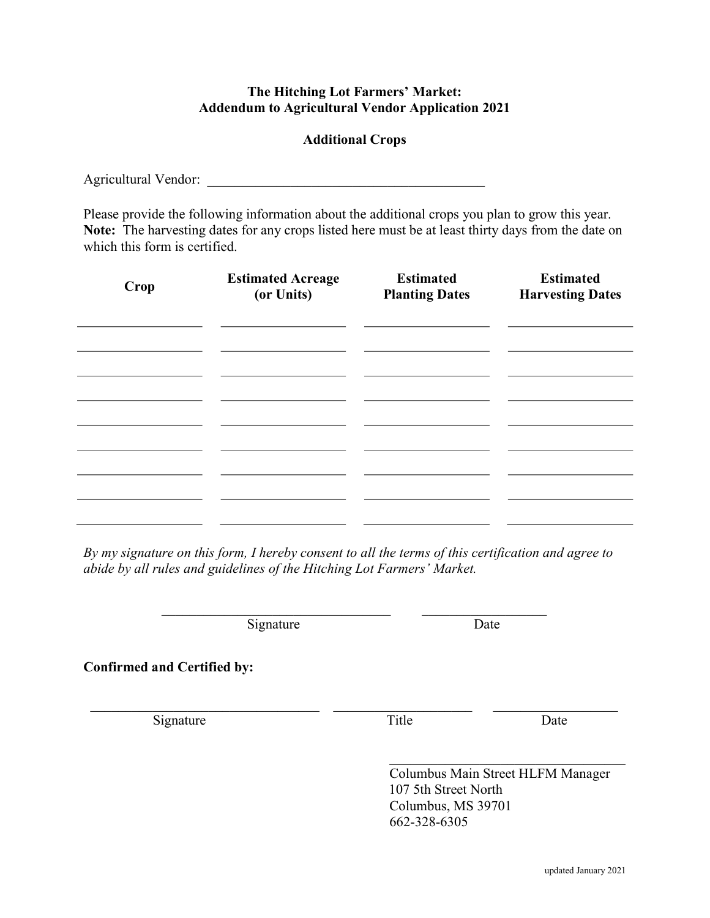**The Hitching Lot Farmers' Market:**
**Addendum to Agricultural Vendor Application 2021**

**Additional Crops**

Agricultural Vendor: ________________________________________

Please provide the following information about the additional crops you plan to grow this year.
**Note:** The harvesting dates for any crops listed here must be at least thirty days from the date on which this form is certified.

| Crop | Estimated Acreage (or Units) | Estimated Planting Dates | Estimated Harvesting Dates |
|---|---|---|---|
| | | | |
| | | | |
| | | | |
| | | | |
| | | | |
| | | | |
| | | | |
| | | | |
| | | | |

*By my signature on this form, I hereby consent to all the terms of this certification and agree to abide by all rules and guidelines of the Hitching Lot Farmers' Market.*

________________________________ ________________
Signature Date

**Confirmed and Certified by:**

________________________________ ____________________ ________________
Signature Title Date

________________________________
Columbus Main Street HLFM Manager
107 5th Street North
Columbus, MS 39701
662-328-6305

updated January 2021